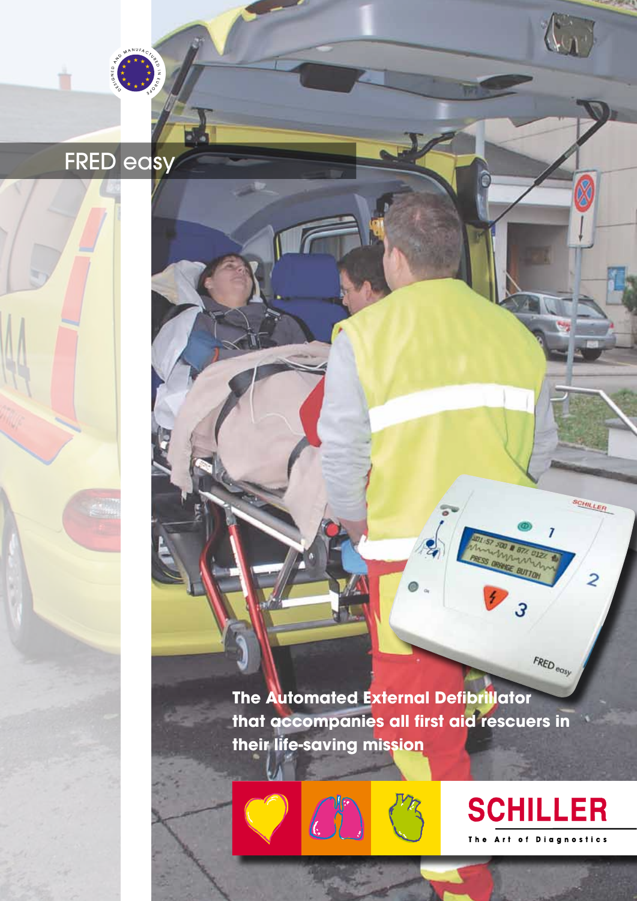# FRED easy

**The Automated External Defibrillator that accompanies all first aid rescuers in their life-saving mission**

**SCHILLER**

The Art of Diagnostics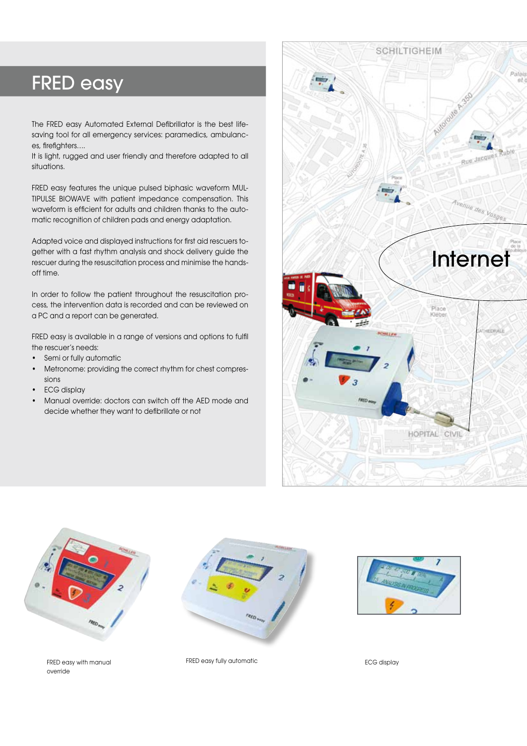# FRED easy

The FRED easy Automated External Defibrillator is the best life-saving tool for all emergency services: paramedics, ambulances, firefighters....

It is light, rugged and user friendly and therefore adapted to all situations.

FRED easy features the unique pulsed biphasic waveform MULTIPULSE BIOWAVE with patient impedance compensation. This waveform is efficient for adults and children thanks to the automatic recognition of children pads and energy adaptation.

Adapted voice and displayed instructions for first aid rescuers together with a fast rhythm analysis and shock delivery guide the rescuer during the resuscitation process and minimise the hands-off time.

In order to follow the patient throughout the resuscitation process, the intervention data is recorded and can be reviewed on a PC and a report can be generated.

FRED easy is available in a range of versions and options to fulfil the rescuer's needs:

- Semi or fully automatic
- Metronome: providing the correct rhythm for chest compressions
- ECG display
- Manual override: doctors can switch off the AED mode and decide whether they want to defibrillate or not

Internet

FRED easy with manual override

FRED easy fully automatic

ECG display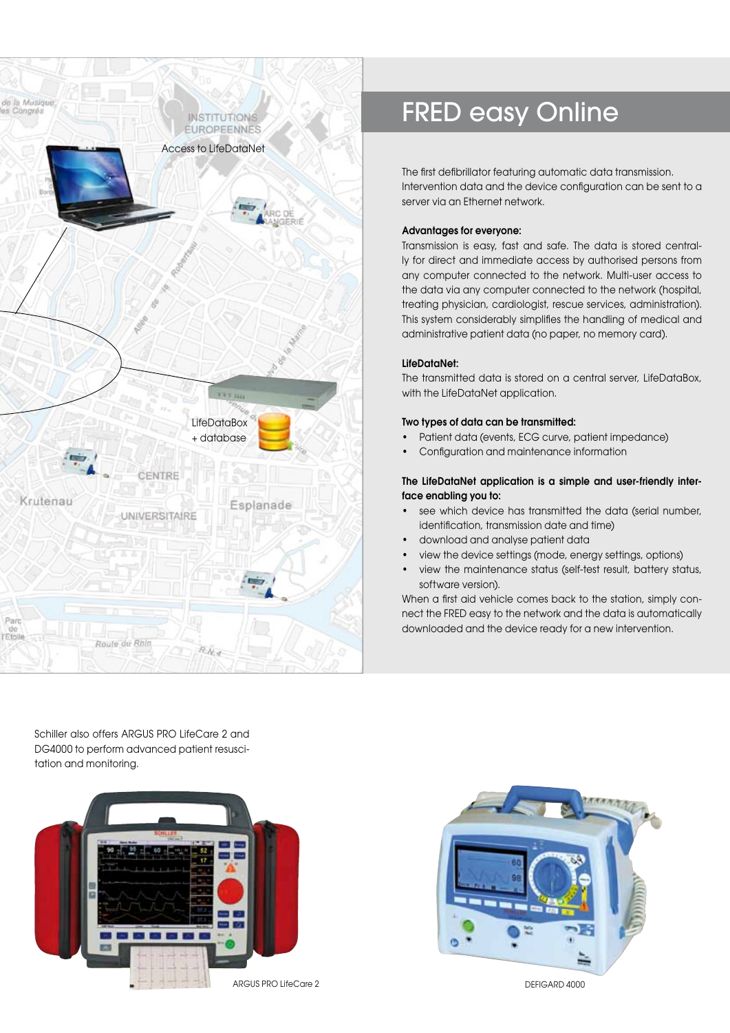Access to LifeDataNet

LifeDataBox
+ database

# FRED easy Online

The first defibrillator featuring automatic data transmission. Intervention data and the device configuration can be sent to a server via an Ethernet network.

**Advantages for everyone:**
Transmission is easy, fast and safe. The data is stored centrally for direct and immediate access by authorised persons from any computer connected to the network. Multi-user access to the data via any computer connected to the network (hospital, treating physician, cardiologist, rescue services, administration). This system considerably simplifies the handling of medical and administrative patient data (no paper, no memory card).

**LifeDataNet:**
The transmitted data is stored on a central server, LifeDataBox, with the LifeDataNet application.

**Two types of data can be transmitted:**

- Patient data (events, ECG curve, patient impedance)
- Configuration and maintenance information

**The LifeDataNet application is a simple and user-friendly interface enabling you to:**

- see which device has transmitted the data (serial number, identification, transmission date and time)
- download and analyse patient data
- view the device settings (mode, energy settings, options)
- view the maintenance status (self-test result, battery status, software version).

When a first aid vehicle comes back to the station, simply connect the FRED easy to the network and the data is automatically downloaded and the device ready for a new intervention.

Schiller also offers ARGUS PRO LifeCare 2 and DG4000 to perform advanced patient resuscitation and monitoring.

ARGUS PRO LifeCare 2

DEFIGARD 4000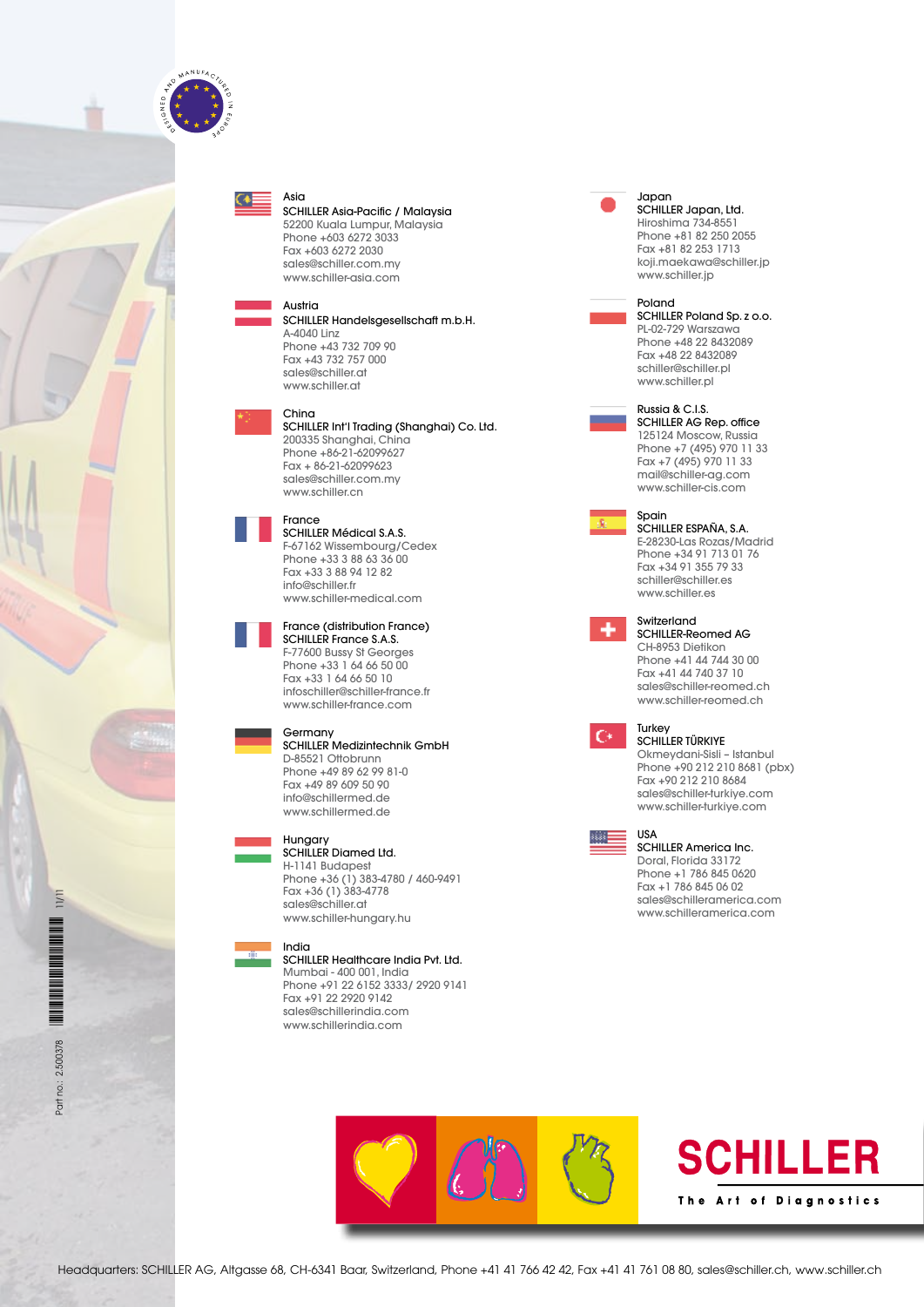DESIGNED AND MANUFACTURED IN EUROPE

**Asia**
SCHILLER Asia-Pacific / Malaysia
52200 Kuala Lumpur, Malaysia
Phone +603 6272 3033
Fax +603 6272 2030
sales@schiller.com.my
www.schiller-asia.com

**Austria**
SCHILLER Handelsgesellschaft m.b.H.
A-4040 Linz
Phone +43 732 709 90
Fax +43 732 757 000
sales@schiller.at
www.schiller.at

**China**
SCHILLER Int'l Trading (Shanghai) Co. Ltd.
200335 Shanghai, China
Phone +86-21-62099627
Fax + 86-21-62099623
sales@schiller.com.my
www.schiller.cn

**France**
SCHILLER Médical S.A.S.
F-67162 Wissembourg/Cedex
Phone +33 3 88 63 36 00
Fax +33 3 88 94 12 82
info@schiller.fr
www.schiller-medical.com

**France (distribution France)**
SCHILLER France S.A.S.
F-77600 Bussy St Georges
Phone +33 1 64 66 50 00
Fax +33 1 64 66 50 10
infoschiller@schiller-france.fr
www.schiller-france.com

**Germany**
SCHILLER Medizintechnik GmbH
D-85521 Ottobrunn
Phone +49 89 62 99 81-0
Fax +49 89 609 50 90
info@schillermed.de
www.schillermed.de

**Hungary**
SCHILLER Diamed Ltd.
H-1141 Budapest
Phone +36 (1) 383-4780 / 460-9491
Fax +36 (1) 383-4778
sales@schiller.at
www.schiller-hungary.hu

**India**
SCHILLER Healthcare India Pvt. Ltd.
Mumbai - 400 001, India
Phone +91 22 6152 3333/ 2920 9141
Fax +91 22 2920 9142
sales@schillerindia.com
www.schillerindia.com

**Japan**
SCHILLER Japan, Ltd.
Hiroshima 734-8551
Phone +81 82 250 2055
Fax +81 82 253 1713
koji.maekawa@schiller.jp
www.schiller.jp

**Poland**
SCHILLER Poland Sp. z o.o.
PL-02-729 Warszawa
Phone +48 22 8432089
Fax +48 22 8432089
schiller@schiller.pl
www.schiller.pl

**Russia & C.I.S.**
SCHILLER AG Rep. office
125124 Moscow, Russia
Phone +7 (495) 970 11 33
Fax +7 (495) 970 11 33
mail@schiller-ag.com
www.schiller-cis.com

**Spain**
SCHILLER ESPAÑA, S.A.
E-28230-Las Rozas/Madrid
Phone +34 91 713 01 76
Fax +34 91 355 79 33
schiller@schiller.es
www.schiller.es

**Switzerland**
SCHILLER-Reomed AG
CH-8953 Dietikon
Phone +41 44 744 30 00
Fax +41 44 740 37 10
sales@schiller-reomed.ch
www.schiller-reomed.ch

**Turkey**
SCHILLER TÜRKIYE
Okmeydani-Sisli – Istanbul
Phone +90 212 210 8681 (pbx)
Fax +90 212 210 8684
sales@schiller-turkiye.com
www.schiller-turkiye.com

**USA**
SCHILLER America Inc.
Doral, Florida 33172
Phone +1 786 845 0620
Fax +1 786 845 06 02
sales@schilleramerica.com
www.schilleramerica.com

Part no.: 2.500378 11/11

**SCHILLER**
The Art of Diagnostics

Headquarters: SCHILLER AG, Altgasse 68, CH-6341 Baar, Switzerland, Phone +41 41 766 42 42, Fax +41 41 761 08 80, sales@schiller.ch, www.schiller.ch